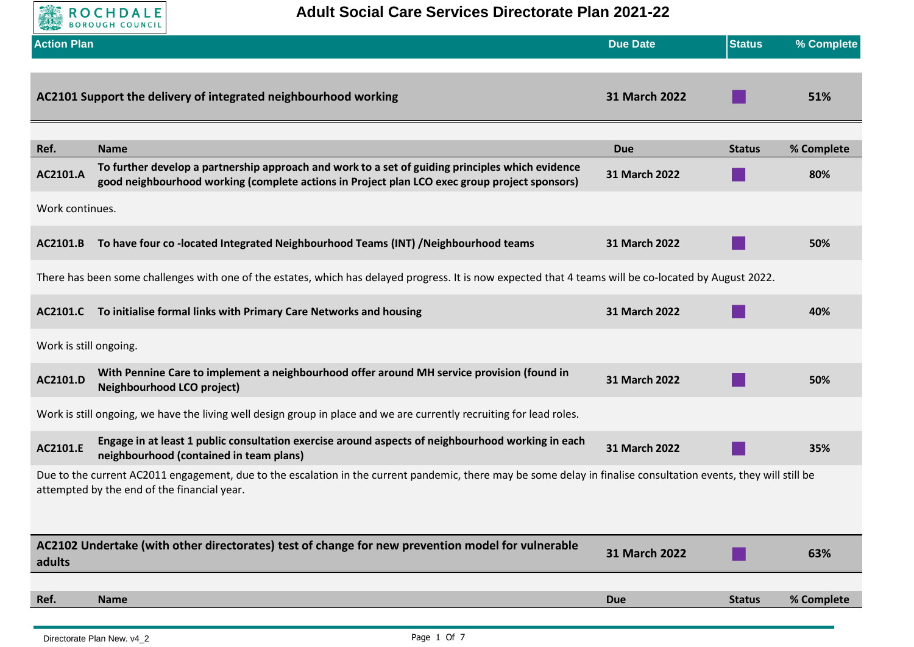# Adult Social Care Services Directorate Plan 2021-22

| Action Plan | Due Date | Status | % Complete |
|---|---|---|---|
| **AC2101 Support the delivery of integrated neighbourhood working** | **31 March 2022** | | **51%** |

| Ref. | Name | Due | Status | % Complete |
|---|---|---|---|---|
| **AC2101.A** | **To further develop a partnership approach and work to a set of guiding principles which evidence good neighbourhood working (complete actions in Project plan LCO exec group project sponsors)** | **31 March 2022** | | **80%** |

Work continues.

| Ref. | Name | Due | Status | % Complete |
|---|---|---|---|---|
| **AC2101.B** | **To have four co -located Integrated Neighbourhood Teams (INT) /Neighbourhood teams** | **31 March 2022** | | **50%** |

There has been some challenges with one of the estates, which has delayed progress. It is now expected that 4 teams will be co-located by August 2022.

| Ref. | Name | Due | Status | % Complete |
|---|---|---|---|---|
| **AC2101.C** | **To initialise formal links with Primary Care Networks and housing** | **31 March 2022** | | **40%** |

Work is still ongoing.

| Ref. | Name | Due | Status | % Complete |
|---|---|---|---|---|
| **AC2101.D** | **With Pennine Care to implement a neighbourhood offer around MH service provision (found in Neighbourhood LCO project)** | **31 March 2022** | | **50%** |

Work is still ongoing, we have the living well design group in place and we are currently recruiting for lead roles.

| Ref. | Name | Due | Status | % Complete |
|---|---|---|---|---|
| **AC2101.E** | **Engage in at least 1 public consultation exercise around aspects of neighbourhood working in each neighbourhood (contained in team plans)** | **31 March 2022** | | **35%** |

Due to the current AC2011 engagement, due to the escalation in the current pandemic, there may be some delay in finalise consultation events, they will still be attempted by the end of the financial year.

| Action Plan | Due Date | Status | % Complete |
|---|---|---|---|
| **AC2102 Undertake (with other directorates) test of change for new prevention model for vulnerable adults** | **31 March 2022** | | **63%** |

| Ref. | Name | Due | Status | % Complete |
|---|---|---|---|---|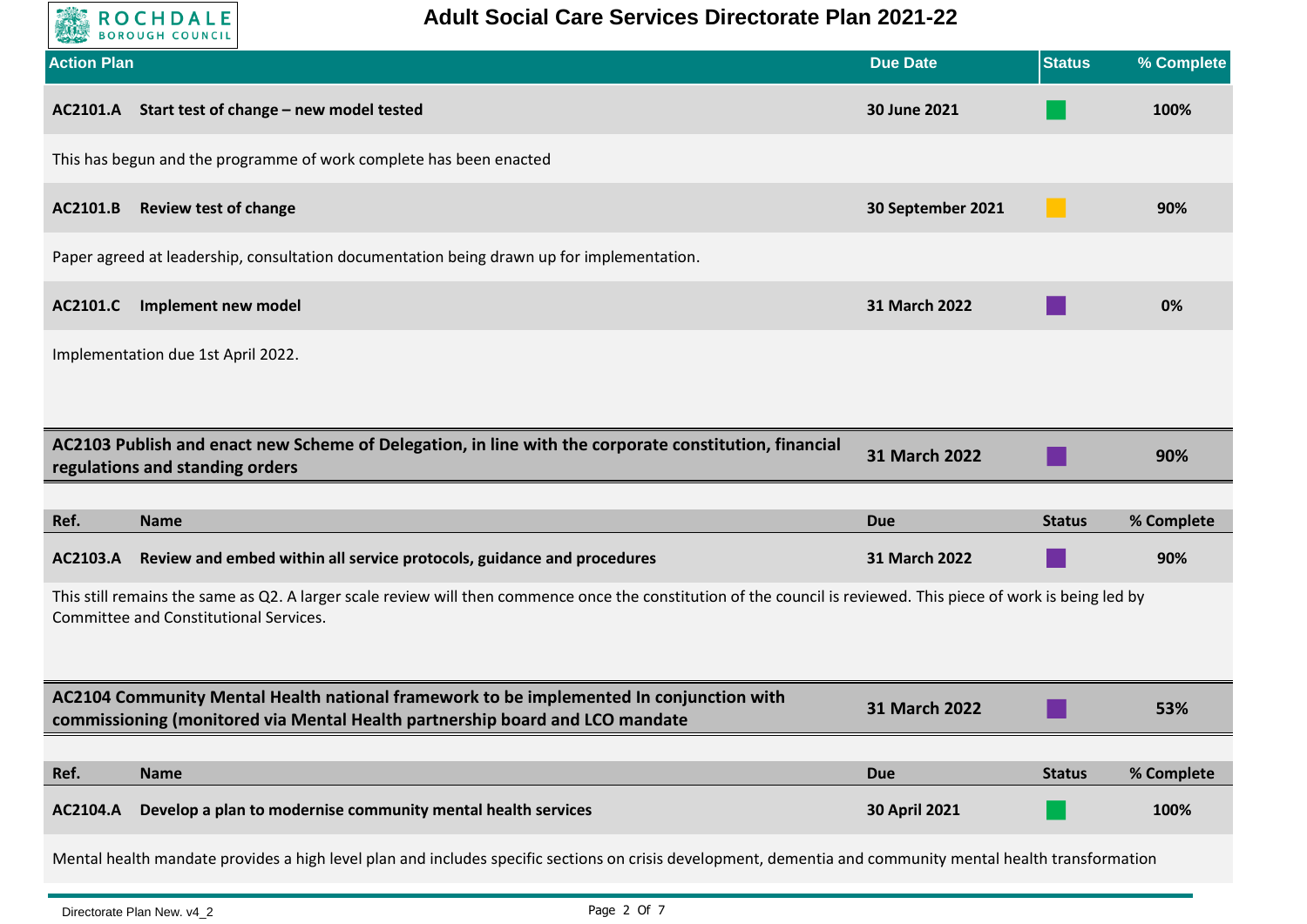| Action Plan | Due Date | Status | % Complete |
|---|---|---|---|
| **AC2101.A Start test of change – new model tested** | **30 June 2021** | Green | **100%** |
| This has begun and the programme of work complete has been enacted | | | |
| **AC2101.B Review test of change** | **30 September 2021** | Amber | **90%** |
| Paper agreed at leadership, consultation documentation being drawn up for implementation. | | | |
| **AC2101.C Implement new model** | **31 March 2022** | Purple | **0%** |
| Implementation due 1st April 2022. | | | |

| AC2103 Publish and enact new Scheme of Delegation, in line with the corporate constitution, financial regulations and standing orders | 31 March 2022 | Purple | 90% |
|---|---|---|---|

| Ref. | Name | Due | Status | % Complete |
|---|---|---|---|---|
| **AC2103.A** | **Review and embed within all service protocols, guidance and procedures** | **31 March 2022** | Purple | **90%** |
| This still remains the same as Q2. A larger scale review will then commence once the constitution of the council is reviewed. This piece of work is being led by Committee and Constitutional Services. | | | | |

| AC2104 Community Mental Health national framework to be implemented In conjunction with commissioning (monitored via Mental Health partnership board and LCO mandate | 31 March 2022 | Purple | 53% |
|---|---|---|---|

| Ref. | Name | Due | Status | % Complete |
|---|---|---|---|---|
| **AC2104.A** | **Develop a plan to modernise community mental health services** | **30 April 2021** | Green | **100%** |
| Mental health mandate provides a high level plan and includes specific sections on crisis development, dementia and community mental health transformation | | | | |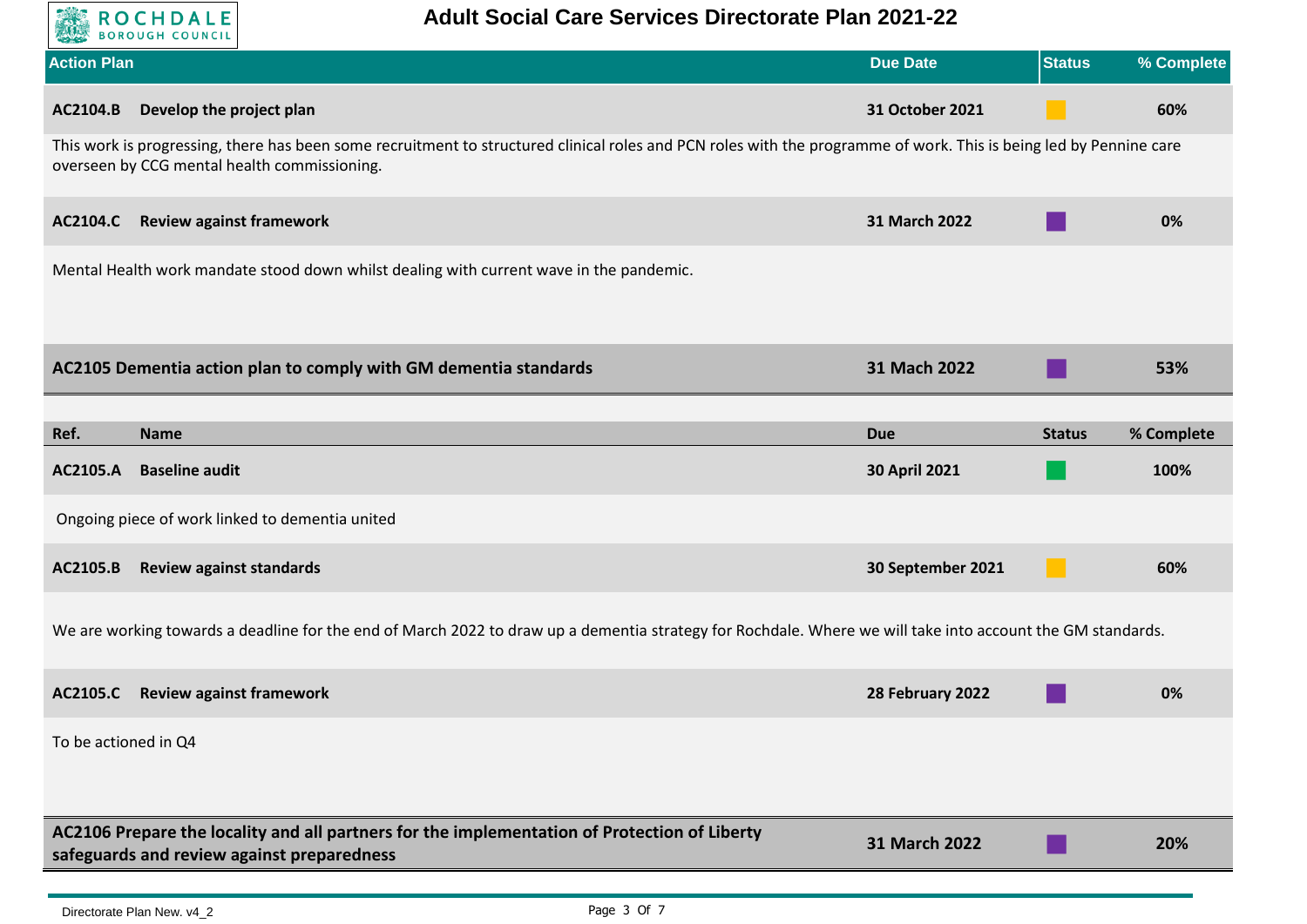| Action Plan | Due Date | Status | % Complete |
|---|---|---|---|
| **AC2104.B Develop the project plan** | **31 October 2021** | | **60%** |

This work is progressing, there has been some recruitment to structured clinical roles and PCN roles with the programme of work. This is being led by Pennine care overseen by CCG mental health commissioning.

| | | | |
|---|---|---|---|
| **AC2104.C Review against framework** | **31 March 2022** | | **0%** |

Mental Health work mandate stood down whilst dealing with current wave in the pandemic.

| | | | |
|---|---|---|---|
| **AC2105 Dementia action plan to comply with GM dementia standards** | **31 Mach 2022** | | **53%** |

| Ref. | Name | Due | Status | % Complete |
|---|---|---|---|---|
| **AC2105.A** | **Baseline audit** | **30 April 2021** | | **100%** |

Ongoing piece of work linked to dementia united

| | | | | |
|---|---|---|---|---|
| **AC2105.B** | **Review against standards** | **30 September 2021** | | **60%** |

We are working towards a deadline for the end of March 2022 to draw up a dementia strategy for Rochdale. Where we will take into account the GM standards.

| | | | | |
|---|---|---|---|---|
| **AC2105.C** | **Review against framework** | **28 February 2022** | | **0%** |

To be actioned in Q4

| | | | |
|---|---|---|---|
| **AC2106 Prepare the locality and all partners for the implementation of Protection of Liberty safeguards and review against preparedness** | **31 March 2022** | | **20%** |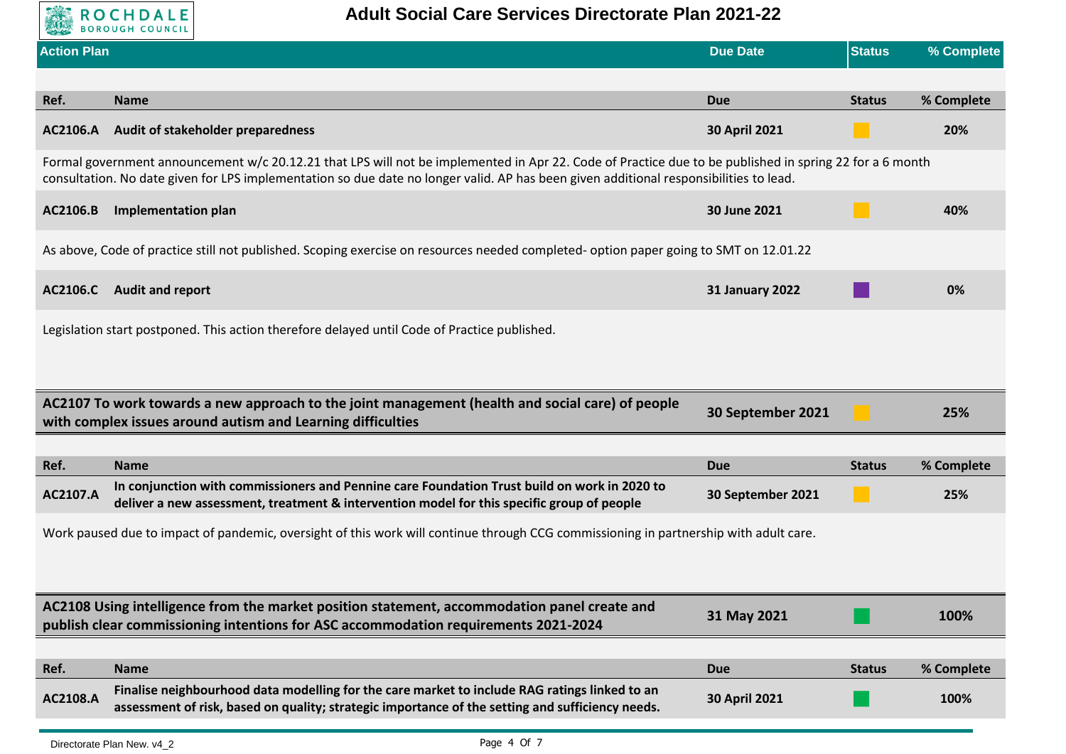| Action Plan | Due Date | Status | % Complete |
|---|---|---|---|

| Ref. | Name | Due | Status | % Complete |
|---|---|---|---|---|
| AC2106.A | Audit of stakeholder preparedness | 30 April 2021 | Amber | 20% |

Formal government announcement w/c 20.12.21 that LPS will not be implemented in Apr 22. Code of Practice due to be published in spring 22 for a 6 month consultation. No date given for LPS implementation so due date no longer valid. AP has been given additional responsibilities to lead.

| Ref. | Name | Due | Status | % Complete |
|---|---|---|---|---|
| AC2106.B | Implementation plan | 30 June 2021 | Amber | 40% |

As above, Code of practice still not published. Scoping exercise on resources needed completed- option paper going to SMT on 12.01.22

| Ref. | Name | Due | Status | % Complete |
|---|---|---|---|---|
| AC2106.C | Audit and report | 31 January 2022 | Purple | 0% |

Legislation start postponed. This action therefore delayed until Code of Practice published.

| Action | Due Date | Status | % Complete |
|---|---|---|---|
| **AC2107 To work towards a new approach to the joint management (health and social care) of people with complex issues around autism and Learning difficulties** | **30 September 2021** | Amber | **25%** |

| Ref. | Name | Due | Status | % Complete |
|---|---|---|---|---|
| AC2107.A | In conjunction with commissioners and Pennine care Foundation Trust build on work in 2020 to deliver a new assessment, treatment & intervention model for this specific group of people | 30 September 2021 | Amber | 25% |

Work paused due to impact of pandemic, oversight of this work will continue through CCG commissioning in partnership with adult care.

| Action | Due Date | Status | % Complete |
|---|---|---|---|
| **AC2108 Using intelligence from the market position statement, accommodation panel create and publish clear commissioning intentions for ASC accommodation requirements 2021-2024** | **31 May 2021** | Green | **100%** |

| Ref. | Name | Due | Status | % Complete |
|---|---|---|---|---|
| AC2108.A | Finalise neighbourhood data modelling for the care market to include RAG ratings linked to an assessment of risk, based on quality; strategic importance of the setting and sufficiency needs. | 30 April 2021 | Green | 100% |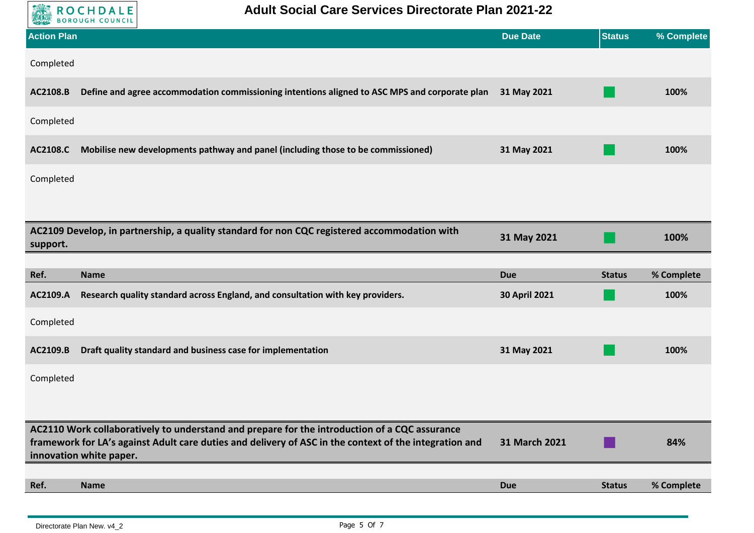| Action Plan | Due Date | Status | % Complete |
|---|---|---|---|
| Completed | | | |
| **AC2108.B Define and agree accommodation commissioning intentions aligned to ASC MPS and corporate plan** | **31 May 2021** | | **100%** |
| Completed | | | |
| **AC2108.C Mobilise new developments pathway and panel (including those to be commissioned)** | **31 May 2021** | | **100%** |
| Completed | | | |

| Action | Due Date | Status | % Complete |
|---|---|---|---|
| **AC2109 Develop, in partnership, a quality standard for non CQC registered accommodation with support.** | **31 May 2021** | | **100%** |

| Ref. | Name | Due | Status | % Complete |
|---|---|---|---|---|
| **AC2109.A** | **Research quality standard across England, and consultation with key providers.** | **30 April 2021** | | **100%** |
| Completed | | | | |
| **AC2109.B** | **Draft quality standard and business case for implementation** | **31 May 2021** | | **100%** |
| Completed | | | | |

| Action | Due Date | Status | % Complete |
|---|---|---|---|
| **AC2110 Work collaboratively to understand and prepare for the introduction of a CQC assurance framework for LA's against Adult care duties and delivery of ASC in the context of the integration and innovation white paper.** | **31 March 2021** | | **84%** |

| Ref. | Name | Due | Status | % Complete |
|---|---|---|---|---|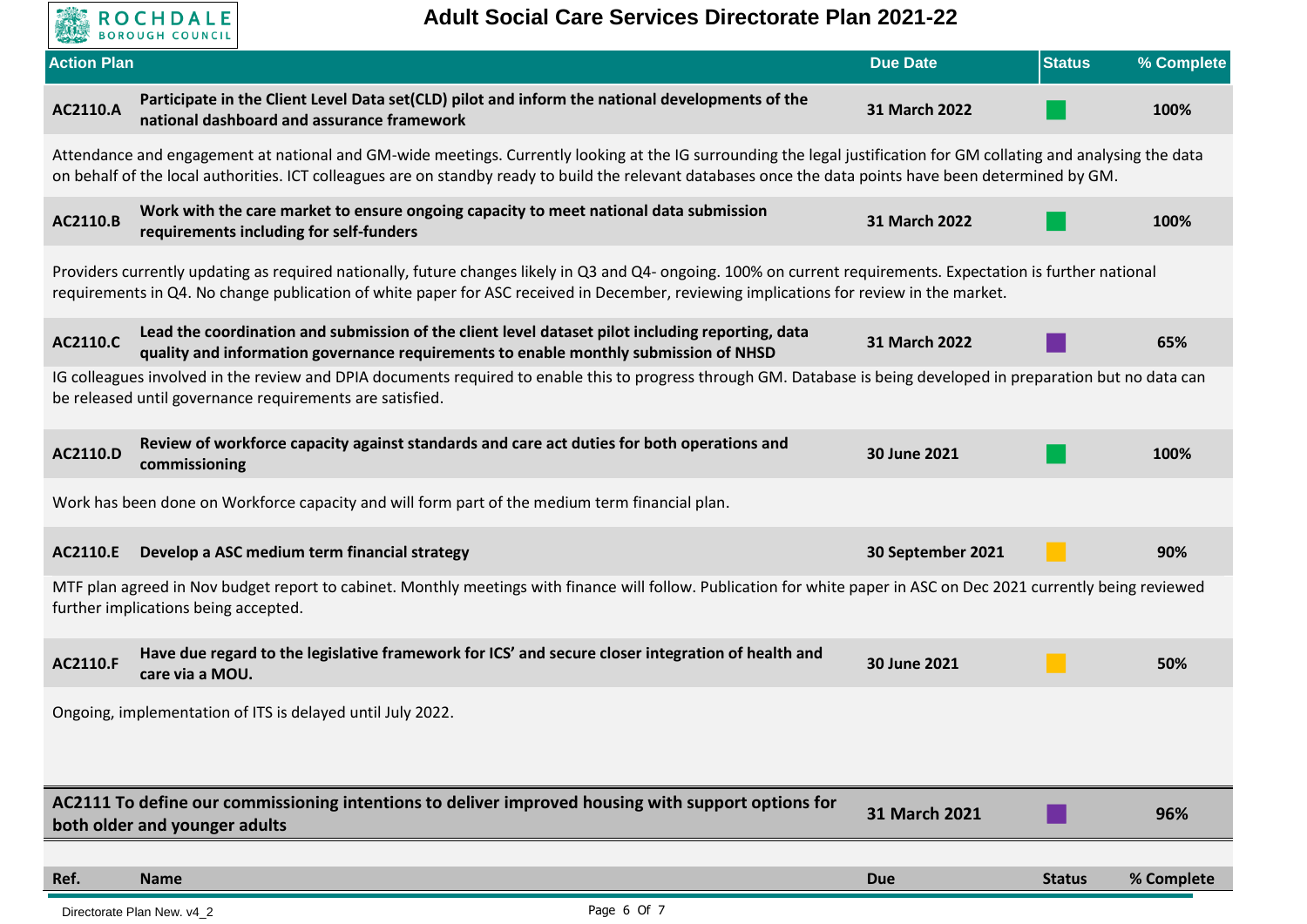# Adult Social Care Services Directorate Plan 2021-22

| Action Plan | | Due Date | Status | % Complete |
|---|---|---|---|---|
| **AC2110.A** | **Participate in the Client Level Data set(CLD) pilot and inform the national developments of the national dashboard and assurance framework** | **31 March 2022** | Green | **100%** |

Attendance and engagement at national and GM-wide meetings. Currently looking at the IG surrounding the legal justification for GM collating and analysing the data on behalf of the local authorities. ICT colleagues are on standby ready to build the relevant databases once the data points have been determined by GM.

| Action Plan | | Due Date | Status | % Complete |
|---|---|---|---|---|
| **AC2110.B** | **Work with the care market to ensure ongoing capacity to meet national data submission requirements including for self-funders** | **31 March 2022** | Green | **100%** |

Providers currently updating as required nationally, future changes likely in Q3 and Q4- ongoing. 100% on current requirements. Expectation is further national requirements in Q4. No change publication of white paper for ASC received in December, reviewing implications for review in the market.

| Action Plan | | Due Date | Status | % Complete |
|---|---|---|---|---|
| **AC2110.C** | **Lead the coordination and submission of the client level dataset pilot including reporting, data quality and information governance requirements to enable monthly submission of NHSD** | **31 March 2022** | Purple | **65%** |

IG colleagues involved in the review and DPIA documents required to enable this to progress through GM. Database is being developed in preparation but no data can be released until governance requirements are satisfied.

| Action Plan | | Due Date | Status | % Complete |
|---|---|---|---|---|
| **AC2110.D** | **Review of workforce capacity against standards and care act duties for both operations and commissioning** | **30 June 2021** | Green | **100%** |

Work has been done on Workforce capacity and will form part of the medium term financial plan.

| Action Plan | | Due Date | Status | % Complete |
|---|---|---|---|---|
| **AC2110.E** | **Develop a ASC medium term financial strategy** | **30 September 2021** | Amber | **90%** |

MTF plan agreed in Nov budget report to cabinet. Monthly meetings with finance will follow. Publication for white paper in ASC on Dec 2021 currently being reviewed further implications being accepted.

| Action Plan | | Due Date | Status | % Complete |
|---|---|---|---|---|
| **AC2110.F** | **Have due regard to the legislative framework for ICS' and secure closer integration of health and care via a MOU.** | **30 June 2021** | Amber | **50%** |

Ongoing, implementation of ITS is delayed until July 2022.

| | Due Date | Status | % Complete |
|---|---|---|---|
| **AC2111 To define our commissioning intentions to deliver improved housing with support options for both older and younger adults** | **31 March 2021** | Purple | **96%** |

| Ref. | Name | Due | Status | % Complete |
|---|---|---|---|---|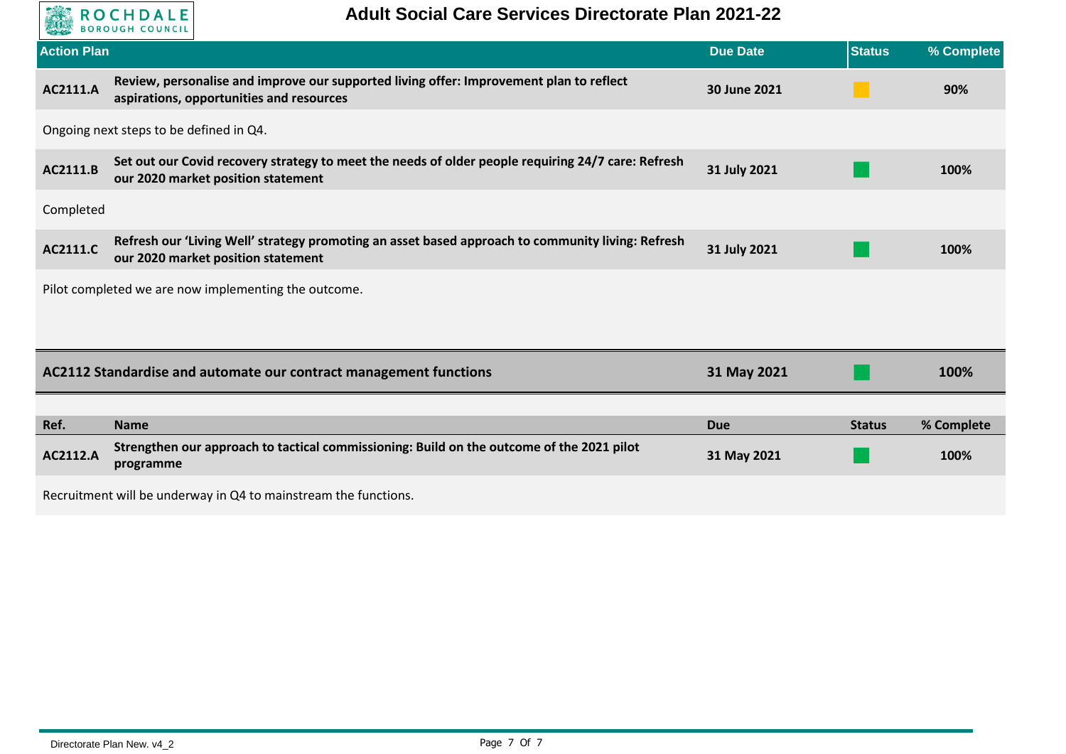# Adult Social Care Services Directorate Plan 2021-22

| Action Plan | | Due Date | Status | % Complete |
|---|---|---|---|---|
| AC2111.A | Review, personalise and improve our supported living offer: Improvement plan to reflect aspirations, opportunities and resources | 30 June 2021 | | 90% |
| Ongoing next steps to be defined in Q4. | | | | |
| AC2111.B | Set out our Covid recovery strategy to meet the needs of older people requiring 24/7 care: Refresh our 2020 market position statement | 31 July 2021 | | 100% |
| Completed | | | | |
| AC2111.C | Refresh our 'Living Well' strategy promoting an asset based approach to community living: Refresh our 2020 market position statement | 31 July 2021 | | 100% |
| Pilot completed we are now implementing the outcome. | | | | |

| AC2112 Standardise and automate our contract management functions | 31 May 2021 | | 100% |
|---|---|---|---|

| Ref. | Name | Due | Status | % Complete |
|---|---|---|---|---|
| AC2112.A | Strengthen our approach to tactical commissioning: Build on the outcome of the 2021 pilot programme | 31 May 2021 | | 100% |
| Recruitment will be underway in Q4 to mainstream the functions. | | | | |